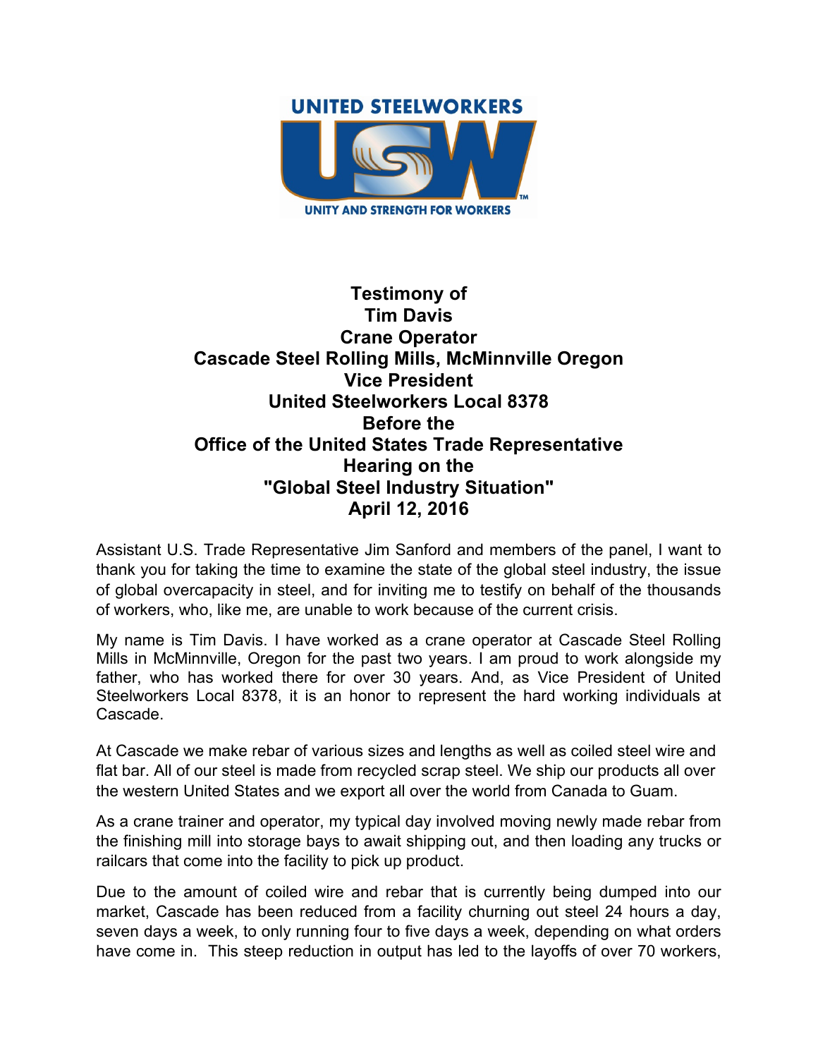UNITED STEELWORKERS

USW

UNITY AND STRENGTH FOR WORKERS

# Testimony of
# Tim Davis
# Crane Operator
# Cascade Steel Rolling Mills, McMinnville Oregon
# Vice President
# United Steelworkers Local 8378
# Before the
# Office of the United States Trade Representative
# Hearing on the
# "Global Steel Industry Situation"
# April 12, 2016

Assistant U.S. Trade Representative Jim Sanford and members of the panel, I want to thank you for taking the time to examine the state of the global steel industry, the issue of global overcapacity in steel, and for inviting me to testify on behalf of the thousands of workers, who, like me, are unable to work because of the current crisis.

My name is Tim Davis. I have worked as a crane operator at Cascade Steel Rolling Mills in McMinnville, Oregon for the past two years. I am proud to work alongside my father, who has worked there for over 30 years. And, as Vice President of United Steelworkers Local 8378, it is an honor to represent the hard working individuals at Cascade.

At Cascade we make rebar of various sizes and lengths as well as coiled steel wire and flat bar. All of our steel is made from recycled scrap steel. We ship our products all over the western United States and we export all over the world from Canada to Guam.

As a crane trainer and operator, my typical day involved moving newly made rebar from the finishing mill into storage bays to await shipping out, and then loading any trucks or railcars that come into the facility to pick up product.

Due to the amount of coiled wire and rebar that is currently being dumped into our market, Cascade has been reduced from a facility churning out steel 24 hours a day, seven days a week, to only running four to five days a week, depending on what orders have come in. This steep reduction in output has led to the layoffs of over 70 workers,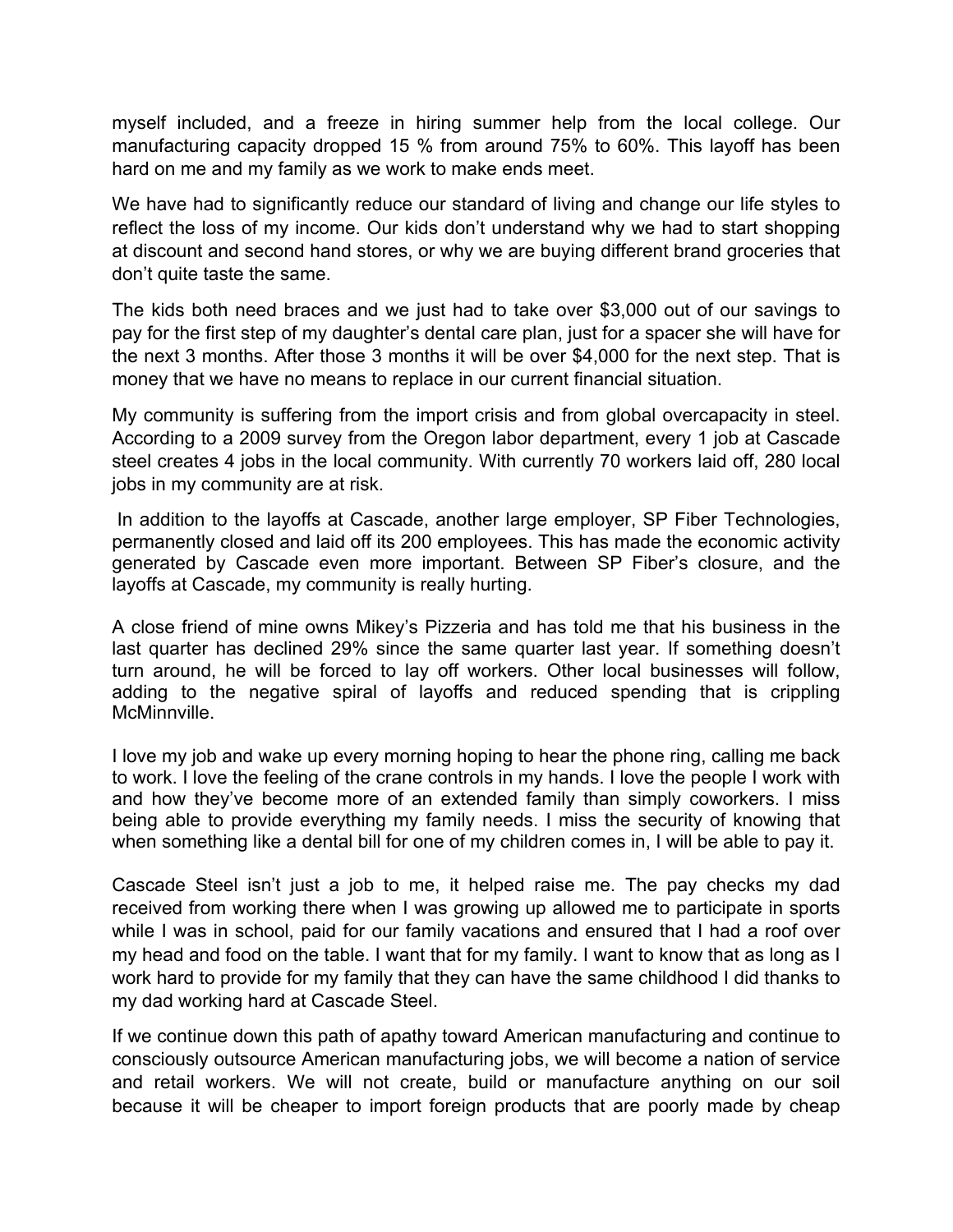myself included, and a freeze in hiring summer help from the local college. Our manufacturing capacity dropped 15 % from around 75% to 60%. This layoff has been hard on me and my family as we work to make ends meet.

We have had to significantly reduce our standard of living and change our life styles to reflect the loss of my income. Our kids don't understand why we had to start shopping at discount and second hand stores, or why we are buying different brand groceries that don't quite taste the same.

The kids both need braces and we just had to take over $3,000 out of our savings to pay for the first step of my daughter's dental care plan, just for a spacer she will have for the next 3 months. After those 3 months it will be over $4,000 for the next step. That is money that we have no means to replace in our current financial situation.

My community is suffering from the import crisis and from global overcapacity in steel. According to a 2009 survey from the Oregon labor department, every 1 job at Cascade steel creates 4 jobs in the local community. With currently 70 workers laid off, 280 local jobs in my community are at risk.

In addition to the layoffs at Cascade, another large employer, SP Fiber Technologies, permanently closed and laid off its 200 employees. This has made the economic activity generated by Cascade even more important. Between SP Fiber's closure, and the layoffs at Cascade, my community is really hurting.

A close friend of mine owns Mikey's Pizzeria and has told me that his business in the last quarter has declined 29% since the same quarter last year. If something doesn't turn around, he will be forced to lay off workers. Other local businesses will follow, adding to the negative spiral of layoffs and reduced spending that is crippling McMinnville.

I love my job and wake up every morning hoping to hear the phone ring, calling me back to work. I love the feeling of the crane controls in my hands. I love the people I work with and how they've become more of an extended family than simply coworkers. I miss being able to provide everything my family needs. I miss the security of knowing that when something like a dental bill for one of my children comes in, I will be able to pay it.

Cascade Steel isn't just a job to me, it helped raise me. The pay checks my dad received from working there when I was growing up allowed me to participate in sports while I was in school, paid for our family vacations and ensured that I had a roof over my head and food on the table. I want that for my family. I want to know that as long as I work hard to provide for my family that they can have the same childhood I did thanks to my dad working hard at Cascade Steel.

If we continue down this path of apathy toward American manufacturing and continue to consciously outsource American manufacturing jobs, we will become a nation of service and retail workers. We will not create, build or manufacture anything on our soil because it will be cheaper to import foreign products that are poorly made by cheap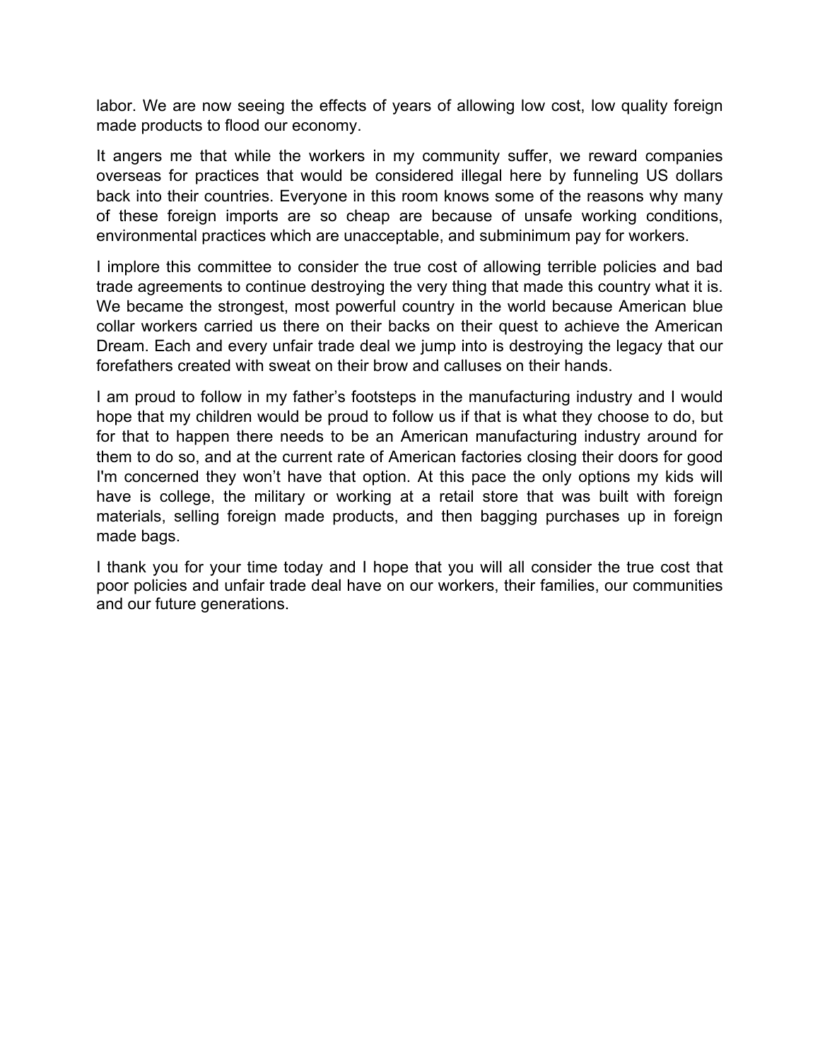labor. We are now seeing the effects of years of allowing low cost, low quality foreign made products to flood our economy.

It angers me that while the workers in my community suffer, we reward companies overseas for practices that would be considered illegal here by funneling US dollars back into their countries. Everyone in this room knows some of the reasons why many of these foreign imports are so cheap are because of unsafe working conditions, environmental practices which are unacceptable, and subminimum pay for workers.

I implore this committee to consider the true cost of allowing terrible policies and bad trade agreements to continue destroying the very thing that made this country what it is. We became the strongest, most powerful country in the world because American blue collar workers carried us there on their backs on their quest to achieve the American Dream. Each and every unfair trade deal we jump into is destroying the legacy that our forefathers created with sweat on their brow and calluses on their hands.

I am proud to follow in my father's footsteps in the manufacturing industry and I would hope that my children would be proud to follow us if that is what they choose to do, but for that to happen there needs to be an American manufacturing industry around for them to do so, and at the current rate of American factories closing their doors for good I'm concerned they won't have that option. At this pace the only options my kids will have is college, the military or working at a retail store that was built with foreign materials, selling foreign made products, and then bagging purchases up in foreign made bags.

I thank you for your time today and I hope that you will all consider the true cost that poor policies and unfair trade deal have on our workers, their families, our communities and our future generations.